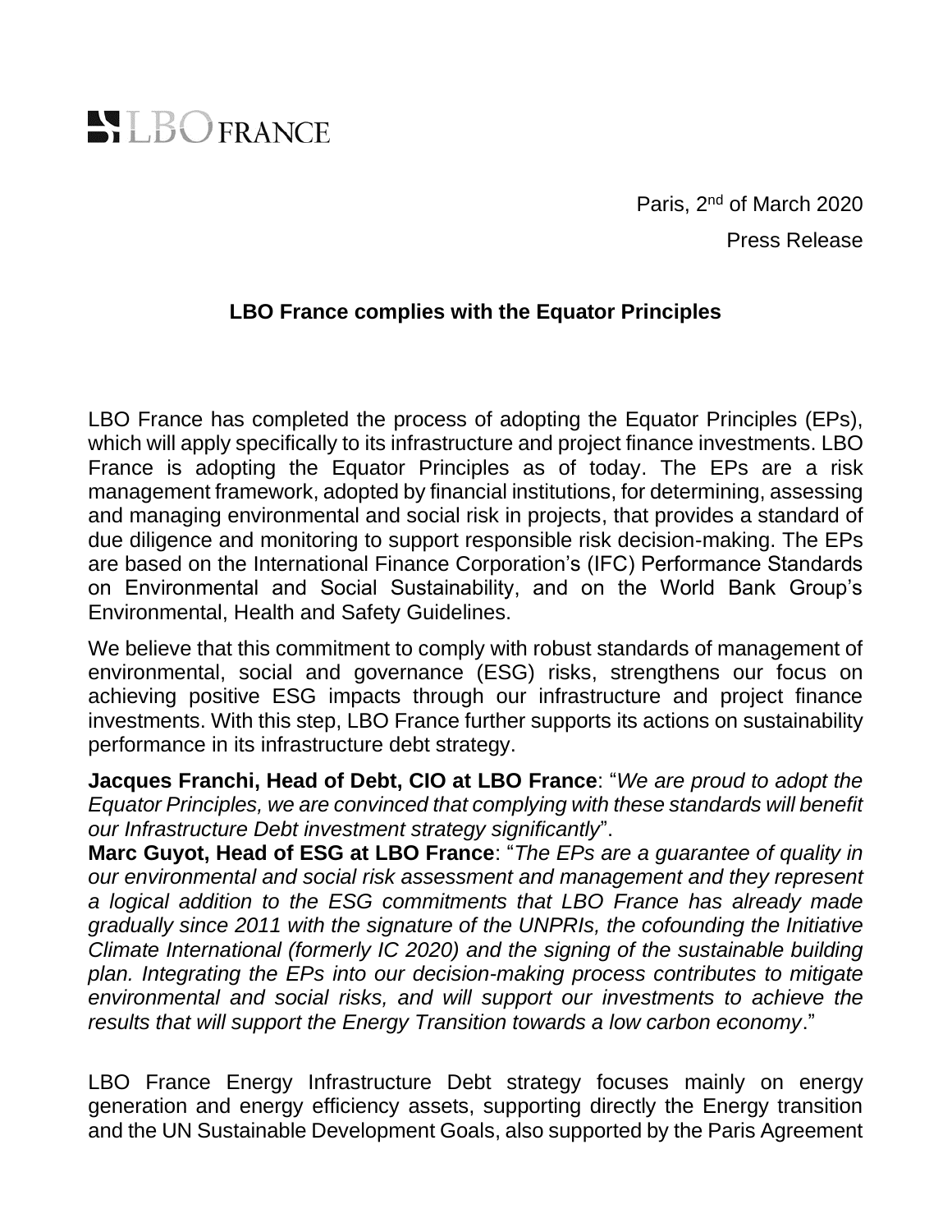LBO FRANCE

Paris, 2nd of March 2020

Press Release

## LBO France complies with the Equator Principles

LBO France has completed the process of adopting the Equator Principles (EPs), which will apply specifically to its infrastructure and project finance investments. LBO France is adopting the Equator Principles as of today. The EPs are a risk management framework, adopted by financial institutions, for determining, assessing and managing environmental and social risk in projects, that provides a standard of due diligence and monitoring to support responsible risk decision-making. The EPs are based on the International Finance Corporation's (IFC) Performance Standards on Environmental and Social Sustainability, and on the World Bank Group's Environmental, Health and Safety Guidelines.

We believe that this commitment to comply with robust standards of management of environmental, social and governance (ESG) risks, strengthens our focus on achieving positive ESG impacts through our infrastructure and project finance investments. With this step, LBO France further supports its actions on sustainability performance in its infrastructure debt strategy.

**Jacques Franchi, Head of Debt, CIO at LBO France**: "*We are proud to adopt the Equator Principles, we are convinced that complying with these standards will benefit our Infrastructure Debt investment strategy significantly*".

**Marc Guyot, Head of ESG at LBO France**: "*The EPs are a guarantee of quality in our environmental and social risk assessment and management and they represent a logical addition to the ESG commitments that LBO France has already made gradually since 2011 with the signature of the UNPRIs, the cofounding the Initiative Climate International (formerly IC 2020) and the signing of the sustainable building plan. Integrating the EPs into our decision-making process contributes to mitigate environmental and social risks, and will support our investments to achieve the results that will support the Energy Transition towards a low carbon economy*."

LBO France Energy Infrastructure Debt strategy focuses mainly on energy generation and energy efficiency assets, supporting directly the Energy transition and the UN Sustainable Development Goals, also supported by the Paris Agreement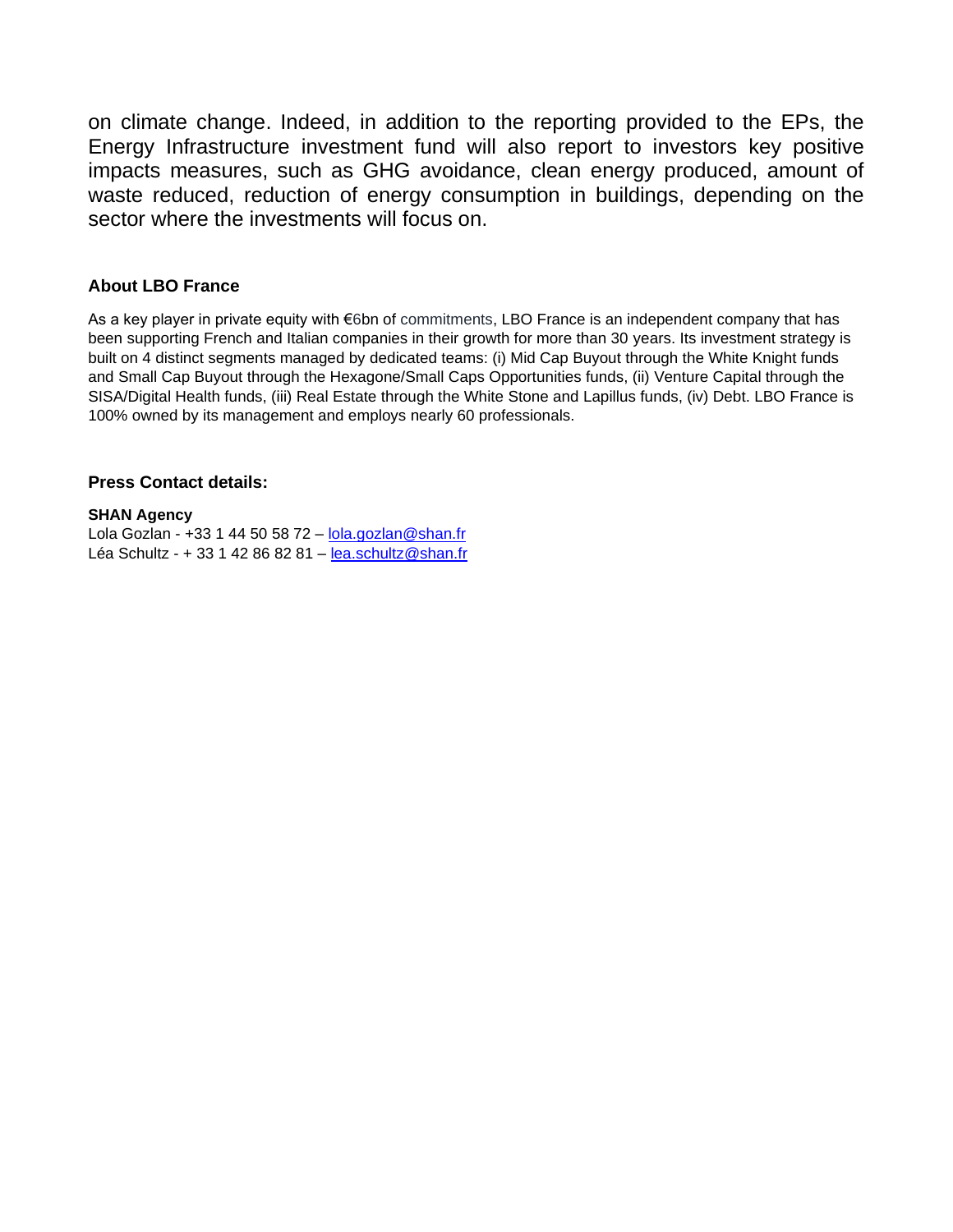on climate change. Indeed, in addition to the reporting provided to the EPs, the Energy Infrastructure investment fund will also report to investors key positive impacts measures, such as GHG avoidance, clean energy produced, amount of waste reduced, reduction of energy consumption in buildings, depending on the sector where the investments will focus on.

### About LBO France

As a key player in private equity with €6bn of commitments, LBO France is an independent company that has been supporting French and Italian companies in their growth for more than 30 years. Its investment strategy is built on 4 distinct segments managed by dedicated teams: (i) Mid Cap Buyout through the White Knight funds and Small Cap Buyout through the Hexagone/Small Caps Opportunities funds, (ii) Venture Capital through the SISA/Digital Health funds, (iii) Real Estate through the White Stone and Lapillus funds, (iv) Debt. LBO France is 100% owned by its management and employs nearly 60 professionals.

### Press Contact details:

**SHAN Agency**
Lola Gozlan - +33 1 44 50 58 72 – lola.gozlan@shan.fr
Léa Schultz - + 33 1 42 86 82 81 – lea.schultz@shan.fr